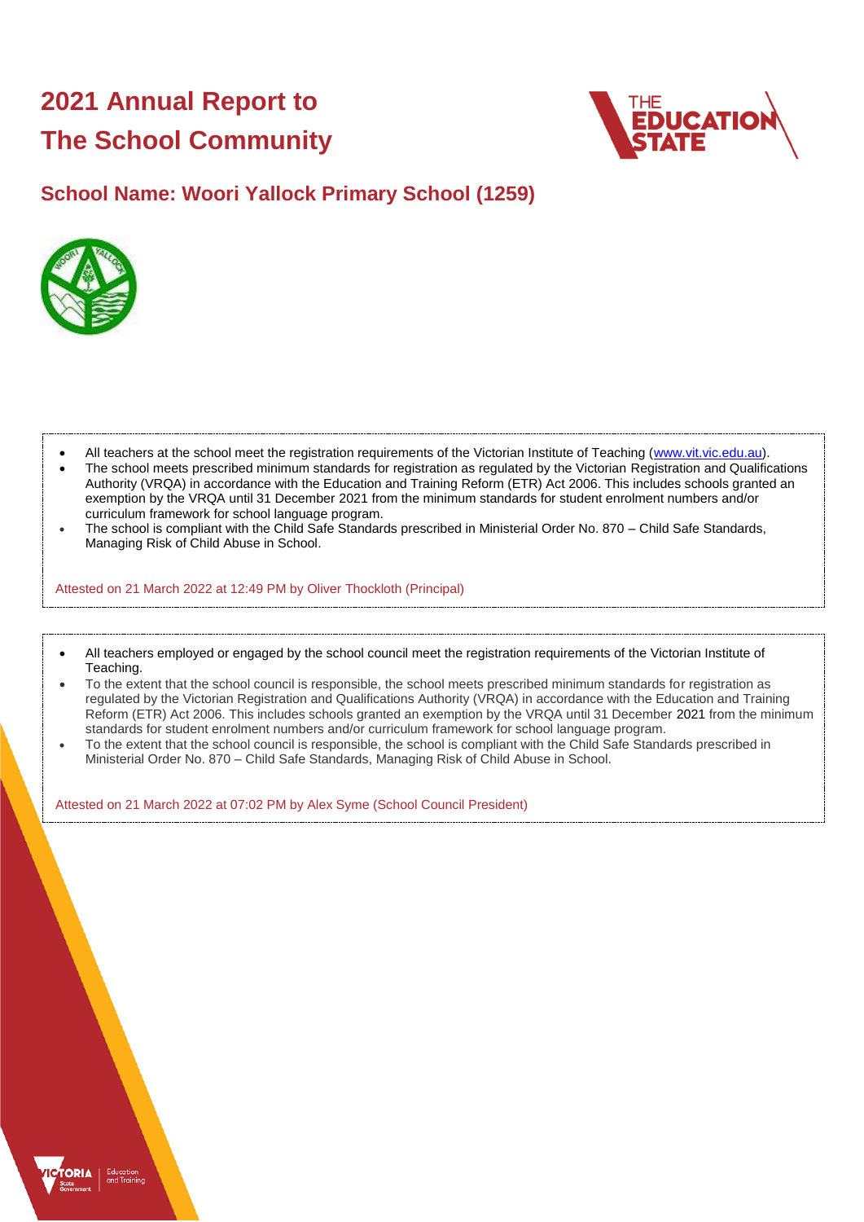# 2021 Annual Report to The School Community

## School Name: Woori Yallock Primary School (1259)

- All teachers at the school meet the registration requirements of the Victorian Institute of Teaching (www.vit.vic.edu.au).
- The school meets prescribed minimum standards for registration as regulated by the Victorian Registration and Qualifications Authority (VRQA) in accordance with the Education and Training Reform (ETR) Act 2006. This includes schools granted an exemption by the VRQA until 31 December 2021 from the minimum standards for student enrolment numbers and/or curriculum framework for school language program.
- The school is compliant with the Child Safe Standards prescribed in Ministerial Order No. 870 – Child Safe Standards, Managing Risk of Child Abuse in School.

Attested on 21 March 2022 at 12:49 PM by Oliver Thockloth (Principal)

- All teachers employed or engaged by the school council meet the registration requirements of the Victorian Institute of Teaching.
- To the extent that the school council is responsible, the school meets prescribed minimum standards for registration as regulated by the Victorian Registration and Qualifications Authority (VRQA) in accordance with the Education and Training Reform (ETR) Act 2006. This includes schools granted an exemption by the VRQA until 31 December 2021 from the minimum standards for student enrolment numbers and/or curriculum framework for school language program.
- To the extent that the school council is responsible, the school is compliant with the Child Safe Standards prescribed in Ministerial Order No. 870 – Child Safe Standards, Managing Risk of Child Abuse in School.

Attested on 21 March 2022 at 07:02 PM by Alex Syme (School Council President)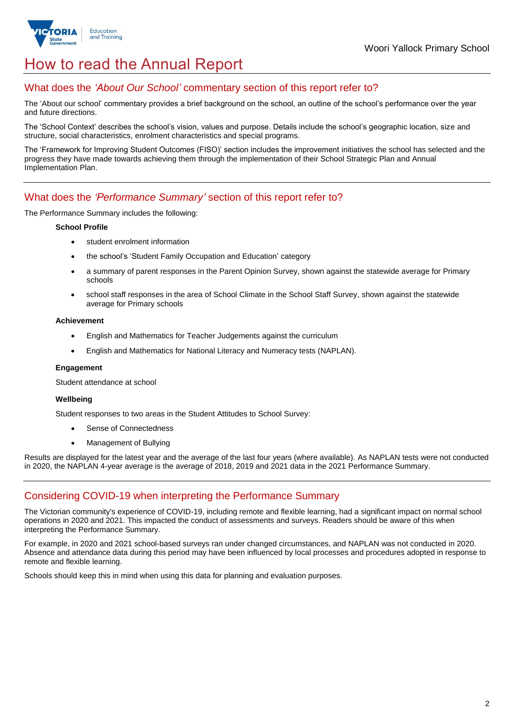# How to read the Annual Report

## What does the *'About Our School'* commentary section of this report refer to?

The 'About our school' commentary provides a brief background on the school, an outline of the school's performance over the year and future directions.

The 'School Context' describes the school's vision, values and purpose. Details include the school's geographic location, size and structure, social characteristics, enrolment characteristics and special programs.

The 'Framework for Improving Student Outcomes (FISO)' section includes the improvement initiatives the school has selected and the progress they have made towards achieving them through the implementation of their School Strategic Plan and Annual Implementation Plan.

## What does the *'Performance Summary'* section of this report refer to?

The Performance Summary includes the following:

**School Profile**

- student enrolment information
- the school's 'Student Family Occupation and Education' category
- a summary of parent responses in the Parent Opinion Survey, shown against the statewide average for Primary schools
- school staff responses in the area of School Climate in the School Staff Survey, shown against the statewide average for Primary schools

**Achievement**

- English and Mathematics for Teacher Judgements against the curriculum
- English and Mathematics for National Literacy and Numeracy tests (NAPLAN).

**Engagement**

Student attendance at school

**Wellbeing**

Student responses to two areas in the Student Attitudes to School Survey:

- Sense of Connectedness
- Management of Bullying

Results are displayed for the latest year and the average of the last four years (where available). As NAPLAN tests were not conducted in 2020, the NAPLAN 4-year average is the average of 2018, 2019 and 2021 data in the 2021 Performance Summary.

## Considering COVID-19 when interpreting the Performance Summary

The Victorian community's experience of COVID-19, including remote and flexible learning, had a significant impact on normal school operations in 2020 and 2021. This impacted the conduct of assessments and surveys. Readers should be aware of this when interpreting the Performance Summary.

For example, in 2020 and 2021 school-based surveys ran under changed circumstances, and NAPLAN was not conducted in 2020. Absence and attendance data during this period may have been influenced by local processes and procedures adopted in response to remote and flexible learning.

Schools should keep this in mind when using this data for planning and evaluation purposes.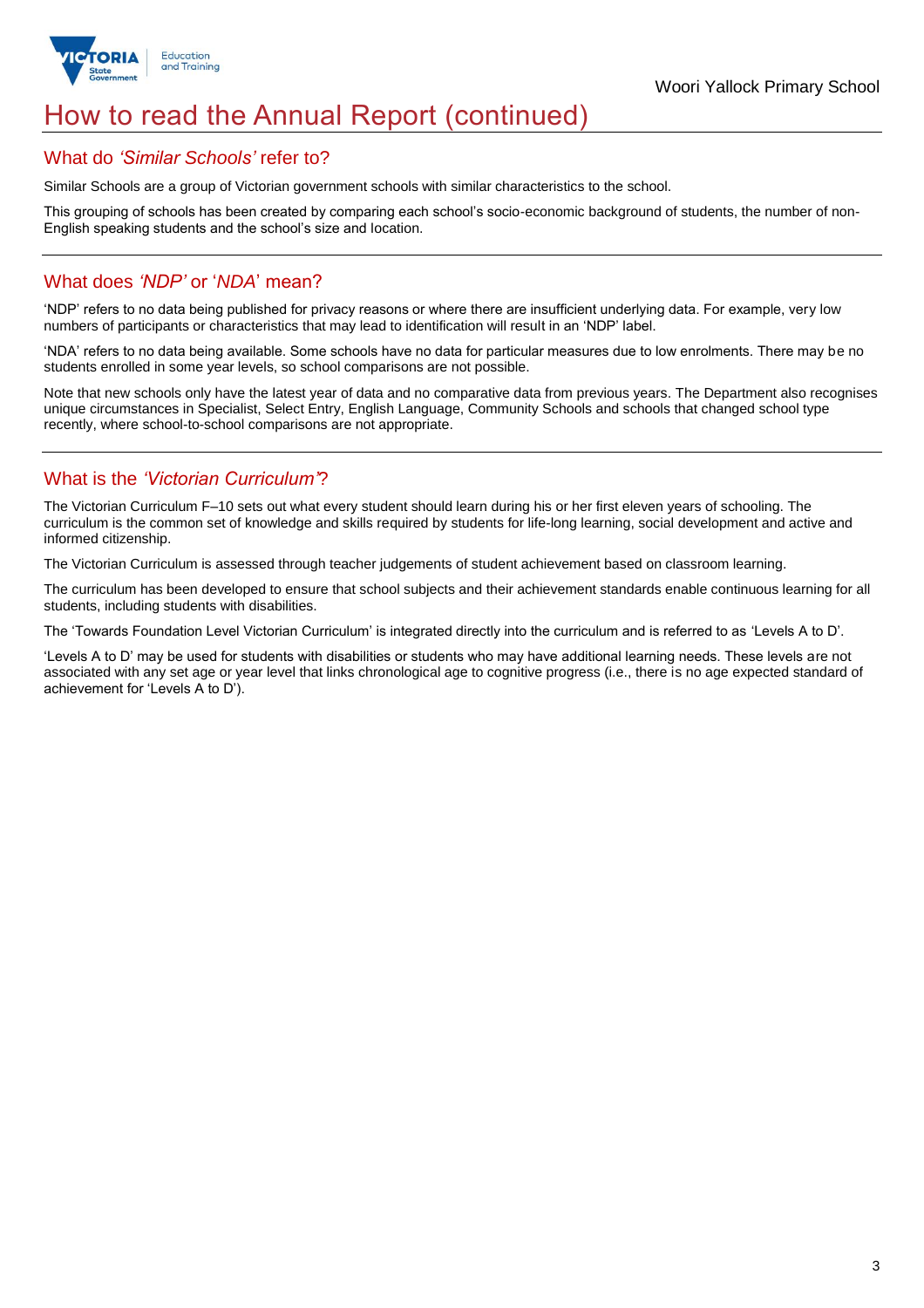# How to read the Annual Report (continued)

## What do *'Similar Schools'* refer to?

Similar Schools are a group of Victorian government schools with similar characteristics to the school.

This grouping of schools has been created by comparing each school's socio-economic background of students, the number of non-English speaking students and the school's size and location.

## What does *'NDP'* or '*NDA*' mean?

'NDP' refers to no data being published for privacy reasons or where there are insufficient underlying data. For example, very low numbers of participants or characteristics that may lead to identification will result in an 'NDP' label.

'NDA' refers to no data being available. Some schools have no data for particular measures due to low enrolments. There may be no students enrolled in some year levels, so school comparisons are not possible.

Note that new schools only have the latest year of data and no comparative data from previous years. The Department also recognises unique circumstances in Specialist, Select Entry, English Language, Community Schools and schools that changed school type recently, where school-to-school comparisons are not appropriate.

## What is the *'Victorian Curriculum'*?

The Victorian Curriculum F–10 sets out what every student should learn during his or her first eleven years of schooling. The curriculum is the common set of knowledge and skills required by students for life-long learning, social development and active and informed citizenship.

The Victorian Curriculum is assessed through teacher judgements of student achievement based on classroom learning.

The curriculum has been developed to ensure that school subjects and their achievement standards enable continuous learning for all students, including students with disabilities.

The 'Towards Foundation Level Victorian Curriculum' is integrated directly into the curriculum and is referred to as 'Levels A to D'.

'Levels A to D' may be used for students with disabilities or students who may have additional learning needs. These levels are not associated with any set age or year level that links chronological age to cognitive progress (i.e., there is no age expected standard of achievement for 'Levels A to D').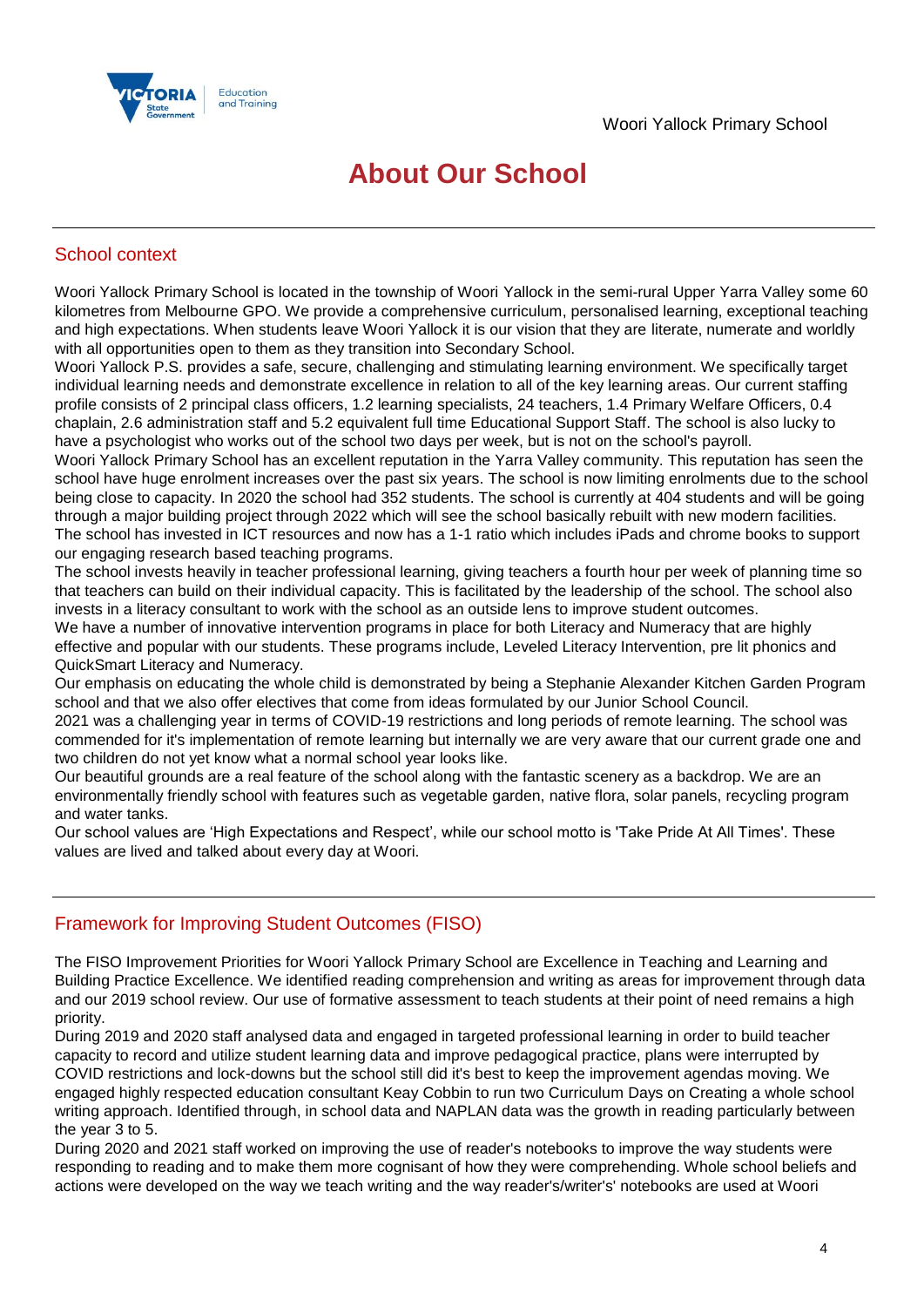# About Our School

## School context

Woori Yallock Primary School is located in the township of Woori Yallock in the semi-rural Upper Yarra Valley some 60 kilometres from Melbourne GPO. We provide a comprehensive curriculum, personalised learning, exceptional teaching and high expectations. When students leave Woori Yallock it is our vision that they are literate, numerate and worldly with all opportunities open to them as they transition into Secondary School.

Woori Yallock P.S. provides a safe, secure, challenging and stimulating learning environment. We specifically target individual learning needs and demonstrate excellence in relation to all of the key learning areas. Our current staffing profile consists of 2 principal class officers, 1.2 learning specialists, 24 teachers, 1.4 Primary Welfare Officers, 0.4 chaplain, 2.6 administration staff and 5.2 equivalent full time Educational Support Staff. The school is also lucky to have a psychologist who works out of the school two days per week, but is not on the school's payroll.

Woori Yallock Primary School has an excellent reputation in the Yarra Valley community. This reputation has seen the school have huge enrolment increases over the past six years. The school is now limiting enrolments due to the school being close to capacity. In 2020 the school had 352 students. The school is currently at 404 students and will be going through a major building project through 2022 which will see the school basically rebuilt with new modern facilities.

The school has invested in ICT resources and now has a 1-1 ratio which includes iPads and chrome books to support our engaging research based teaching programs.

The school invests heavily in teacher professional learning, giving teachers a fourth hour per week of planning time so that teachers can build on their individual capacity. This is facilitated by the leadership of the school. The school also invests in a literacy consultant to work with the school as an outside lens to improve student outcomes.

We have a number of innovative intervention programs in place for both Literacy and Numeracy that are highly effective and popular with our students. These programs include, Leveled Literacy Intervention, pre lit phonics and QuickSmart Literacy and Numeracy.

Our emphasis on educating the whole child is demonstrated by being a Stephanie Alexander Kitchen Garden Program school and that we also offer electives that come from ideas formulated by our Junior School Council.

2021 was a challenging year in terms of COVID-19 restrictions and long periods of remote learning. The school was commended for it's implementation of remote learning but internally we are very aware that our current grade one and two children do not yet know what a normal school year looks like.

Our beautiful grounds are a real feature of the school along with the fantastic scenery as a backdrop. We are an environmentally friendly school with features such as vegetable garden, native flora, solar panels, recycling program and water tanks.

Our school values are 'High Expectations and Respect', while our school motto is 'Take Pride At All Times'. These values are lived and talked about every day at Woori.

## Framework for Improving Student Outcomes (FISO)

The FISO Improvement Priorities for Woori Yallock Primary School are Excellence in Teaching and Learning and Building Practice Excellence. We identified reading comprehension and writing as areas for improvement through data and our 2019 school review. Our use of formative assessment to teach students at their point of need remains a high priority.

During 2019 and 2020 staff analysed data and engaged in targeted professional learning in order to build teacher capacity to record and utilize student learning data and improve pedagogical practice, plans were interrupted by COVID restrictions and lock-downs but the school still did it's best to keep the improvement agendas moving. We engaged highly respected education consultant Keay Cobbin to run two Curriculum Days on Creating a whole school writing approach. Identified through, in school data and NAPLAN data was the growth in reading particularly between the year 3 to 5.

During 2020 and 2021 staff worked on improving the use of reader's notebooks to improve the way students were responding to reading and to make them more cognisant of how they were comprehending. Whole school beliefs and actions were developed on the way we teach writing and the way reader's/writer's' notebooks are used at Woori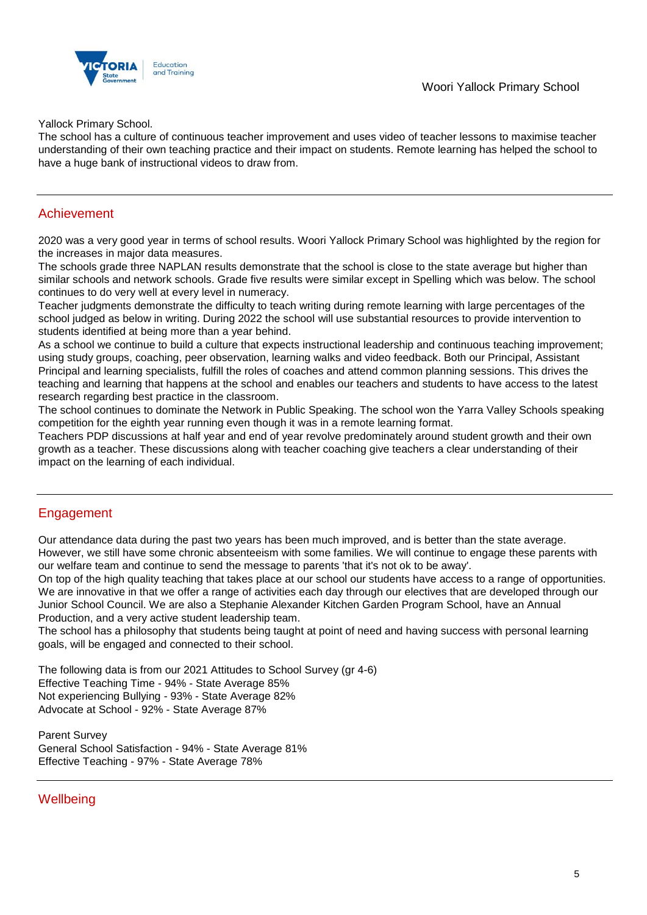Yallock Primary School.
The school has a culture of continuous teacher improvement and uses video of teacher lessons to maximise teacher understanding of their own teaching practice and their impact on students. Remote learning has helped the school to have a huge bank of instructional videos to draw from.

## Achievement

2020 was a very good year in terms of school results. Woori Yallock Primary School was highlighted by the region for the increases in major data measures.
The schools grade three NAPLAN results demonstrate that the school is close to the state average but higher than similar schools and network schools. Grade five results were similar except in Spelling which was below. The school continues to do very well at every level in numeracy.
Teacher judgments demonstrate the difficulty to teach writing during remote learning with large percentages of the school judged as below in writing. During 2022 the school will use substantial resources to provide intervention to students identified at being more than a year behind.
As a school we continue to build a culture that expects instructional leadership and continuous teaching improvement; using study groups, coaching, peer observation, learning walks and video feedback. Both our Principal, Assistant Principal and learning specialists, fulfill the roles of coaches and attend common planning sessions. This drives the teaching and learning that happens at the school and enables our teachers and students to have access to the latest research regarding best practice in the classroom.
The school continues to dominate the Network in Public Speaking. The school won the Yarra Valley Schools speaking competition for the eighth year running even though it was in a remote learning format.
Teachers PDP discussions at half year and end of year revolve predominately around student growth and their own growth as a teacher. These discussions along with teacher coaching give teachers a clear understanding of their impact on the learning of each individual.

## Engagement

Our attendance data during the past two years has been much improved, and is better than the state average. However, we still have some chronic absenteeism with some families. We will continue to engage these parents with our welfare team and continue to send the message to parents 'that it's not ok to be away'.
On top of the high quality teaching that takes place at our school our students have access to a range of opportunities. We are innovative in that we offer a range of activities each day through our electives that are developed through our Junior School Council. We are also a Stephanie Alexander Kitchen Garden Program School, have an Annual Production, and a very active student leadership team.
The school has a philosophy that students being taught at point of need and having success with personal learning goals, will be engaged and connected to their school.

The following data is from our 2021 Attitudes to School Survey (gr 4-6)
Effective Teaching Time - 94% - State Average 85%
Not experiencing Bullying - 93% - State Average 82%
Advocate at School - 92% - State Average 87%

Parent Survey
General School Satisfaction - 94% - State Average 81%
Effective Teaching - 97% - State Average 78%

## Wellbeing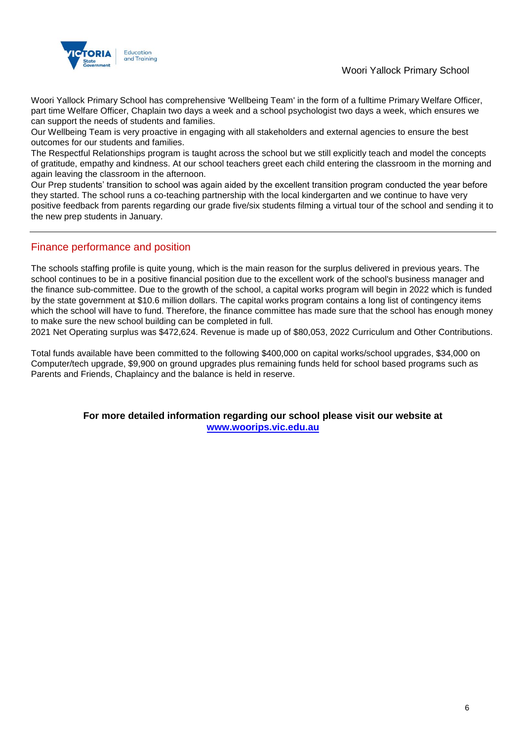Woori Yallock Primary School has comprehensive 'Wellbeing Team' in the form of a fulltime Primary Welfare Officer, part time Welfare Officer, Chaplain two days a week and a school psychologist two days a week, which ensures we can support the needs of students and families.

Our Wellbeing Team is very proactive in engaging with all stakeholders and external agencies to ensure the best outcomes for our students and families.

The Respectful Relationships program is taught across the school but we still explicitly teach and model the concepts of gratitude, empathy and kindness. At our school teachers greet each child entering the classroom in the morning and again leaving the classroom in the afternoon.

Our Prep students' transition to school was again aided by the excellent transition program conducted the year before they started. The school runs a co-teaching partnership with the local kindergarten and we continue to have very positive feedback from parents regarding our grade five/six students filming a virtual tour of the school and sending it to the new prep students in January.

---

## Finance performance and position

The schools staffing profile is quite young, which is the main reason for the surplus delivered in previous years. The school continues to be in a positive financial position due to the excellent work of the school's business manager and the finance sub-committee. Due to the growth of the school, a capital works program will begin in 2022 which is funded by the state government at $10.6 million dollars. The capital works program contains a long list of contingency items which the school will have to fund. Therefore, the finance committee has made sure that the school has enough money to make sure the new school building can be completed in full.

2021 Net Operating surplus was $472,624. Revenue is made up of $80,053, 2022 Curriculum and Other Contributions.

Total funds available have been committed to the following $400,000 on capital works/school upgrades, $34,000 on Computer/tech upgrade, $9,900 on ground upgrades plus remaining funds held for school based programs such as Parents and Friends, Chaplaincy and the balance is held in reserve.

**For more detailed information regarding our school please visit our website at [www.woorips.vic.edu.au](http://www.woorips.vic.edu.au)**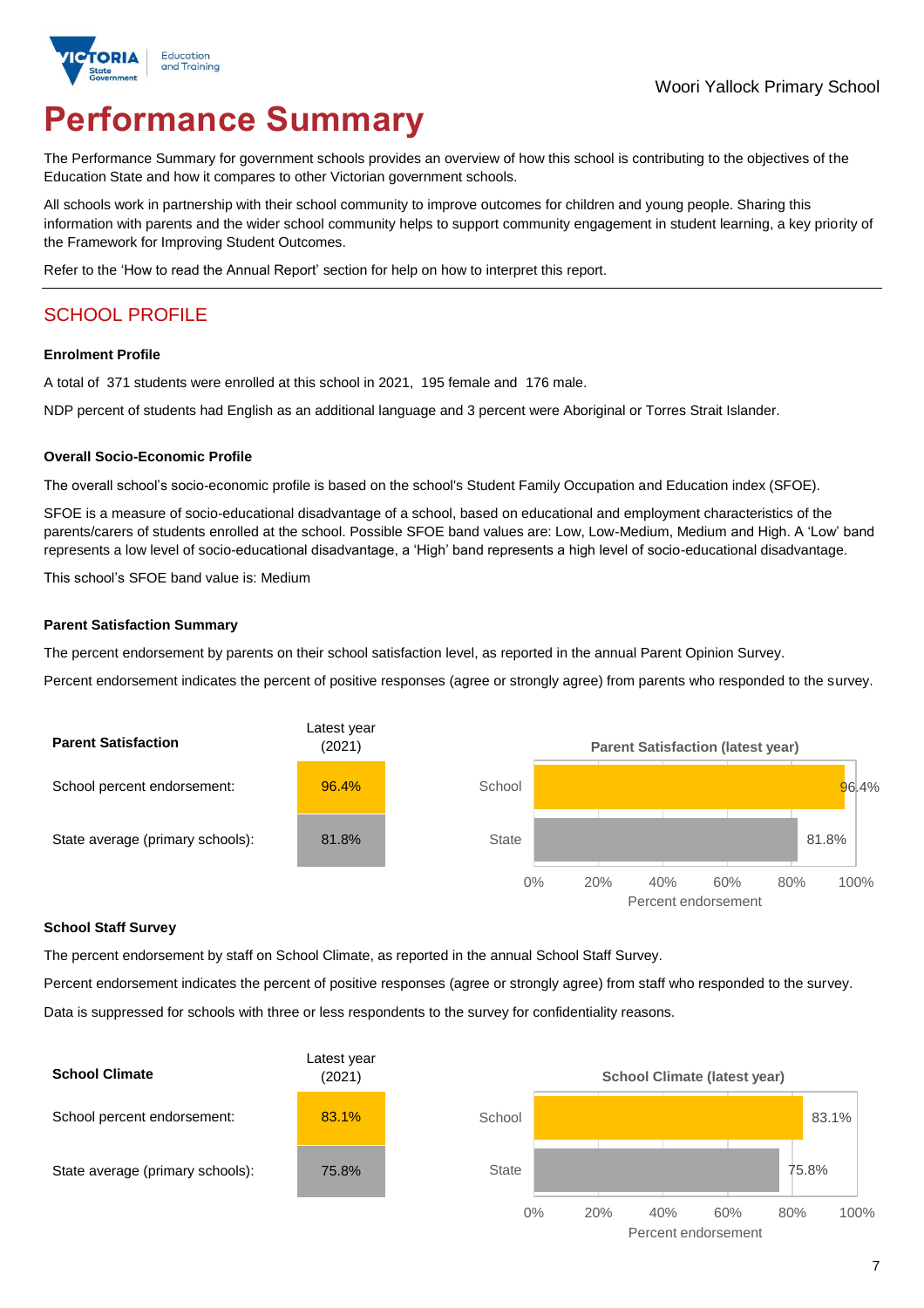Woori Yallock Primary School

# Performance Summary

The Performance Summary for government schools provides an overview of how this school is contributing to the objectives of the Education State and how it compares to other Victorian government schools.

All schools work in partnership with their school community to improve outcomes for children and young people. Sharing this information with parents and the wider school community helps to support community engagement in student learning, a key priority of the Framework for Improving Student Outcomes.

Refer to the 'How to read the Annual Report' section for help on how to interpret this report.

## SCHOOL PROFILE

### Enrolment Profile

A total of 371 students were enrolled at this school in 2021, 195 female and 176 male.

NDP percent of students had English as an additional language and 3 percent were Aboriginal or Torres Strait Islander.

### Overall Socio-Economic Profile

The overall school's socio-economic profile is based on the school's Student Family Occupation and Education index (SFOE).

SFOE is a measure of socio-educational disadvantage of a school, based on educational and employment characteristics of the parents/carers of students enrolled at the school. Possible SFOE band values are: Low, Low-Medium, Medium and High. A 'Low' band represents a low level of socio-educational disadvantage, a 'High' band represents a high level of socio-educational disadvantage.

This school's SFOE band value is: Medium

### Parent Satisfaction Summary

The percent endorsement by parents on their school satisfaction level, as reported in the annual Parent Opinion Survey.

Percent endorsement indicates the percent of positive responses (agree or strongly agree) from parents who responded to the survey.

| Parent Satisfaction | Latest year (2021) |
|---|---|
| School percent endorsement: | 96.4% |
| State average (primary schools): | 81.8% |

Parent Satisfaction (latest year)

| | Percent endorsement |
|---|---|
| School | 96.4% |
| State | 81.8% |

### School Staff Survey

The percent endorsement by staff on School Climate, as reported in the annual School Staff Survey.

Percent endorsement indicates the percent of positive responses (agree or strongly agree) from staff who responded to the survey.

Data is suppressed for schools with three or less respondents to the survey for confidentiality reasons.

| School Climate | Latest year (2021) |
|---|---|
| School percent endorsement: | 83.1% |
| State average (primary schools): | 75.8% |

School Climate (latest year)

| | Percent endorsement |
|---|---|
| School | 83.1% |
| State | 75.8% |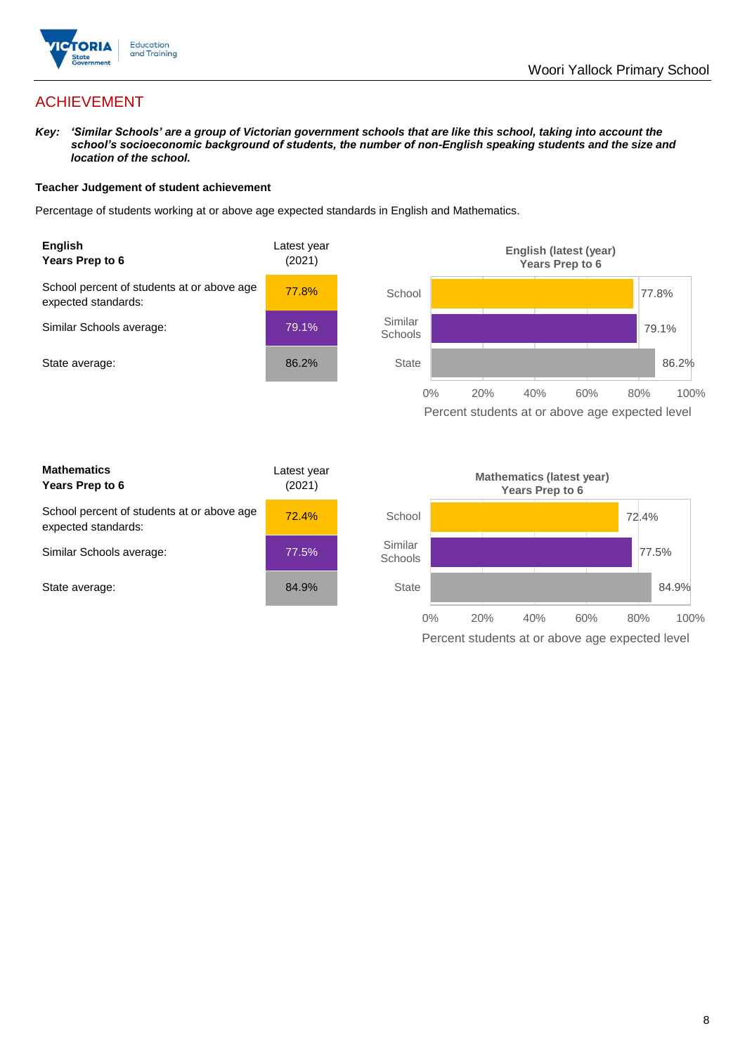## ACHIEVEMENT

***Key:*** ***'Similar Schools' are a group of Victorian government schools that are like this school, taking into account the school's socioeconomic background of students, the number of non-English speaking students and the size and location of the school.***

**Teacher Judgement of student achievement**

Percentage of students working at or above age expected standards in English and Mathematics.

| **English** **Years Prep to 6** | Latest year (2021) |
|---|---|
| School percent of students at or above age expected standards: | 77.8% |
| Similar Schools average: | 79.1% |
| State average: | 86.2% |

**English (latest (year) Years Prep to 6**

| | Percent students at or above age expected level |
|---|---|
| School | 77.8% |
| Similar Schools | 79.1% |
| State | 86.2% |

| **Mathematics** **Years Prep to 6** | Latest year (2021) |
|---|---|
| School percent of students at or above age expected standards: | 72.4% |
| Similar Schools average: | 77.5% |
| State average: | 84.9% |

**Mathematics (latest year) Years Prep to 6**

| | Percent students at or above age expected level |
|---|---|
| School | 72.4% |
| Similar Schools | 77.5% |
| State | 84.9% |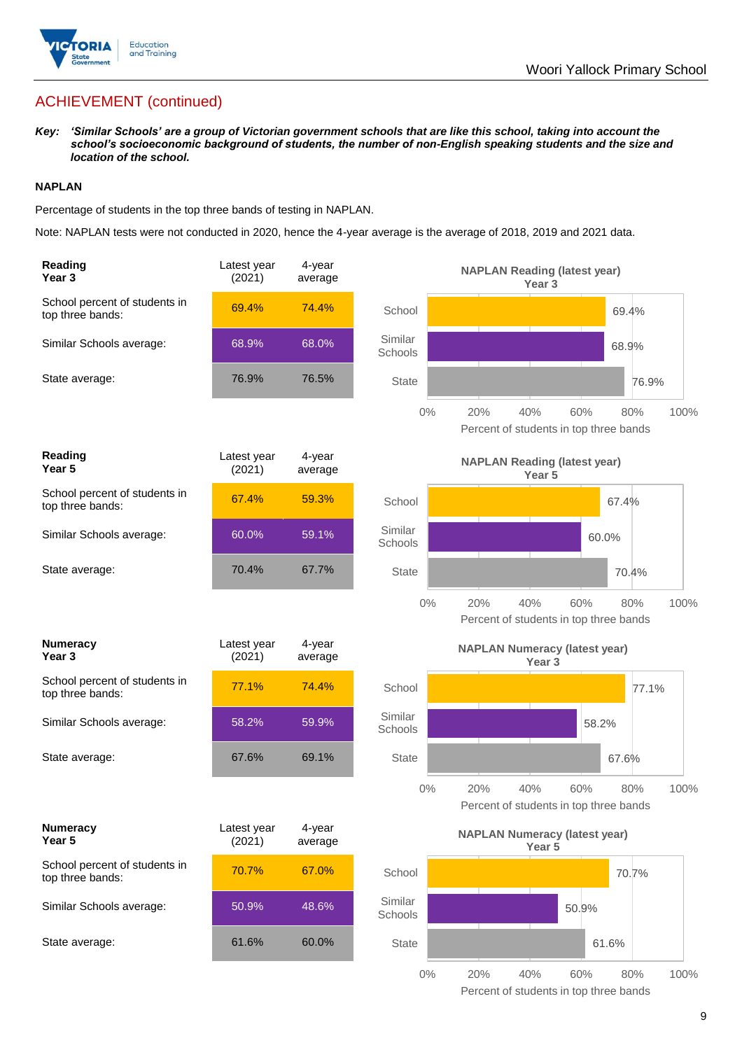## ACHIEVEMENT (continued)

***Key:*** ***'Similar Schools' are a group of Victorian government schools that are like this school, taking into account the school's socioeconomic background of students, the number of non-English speaking students and the size and location of the school.***

**NAPLAN**

Percentage of students in the top three bands of testing in NAPLAN.

Note: NAPLAN tests were not conducted in 2020, hence the 4-year average is the average of 2018, 2019 and 2021 data.

| **Reading Year 3** | Latest year (2021) | 4-year average |
|---|---|---|
| School percent of students in top three bands: | 69.4% | 74.4% |
| Similar Schools average: | 68.9% | 68.0% |
| State average: | 76.9% | 76.5% |

| **Reading Year 5** | Latest year (2021) | 4-year average |
|---|---|---|
| School percent of students in top three bands: | 67.4% | 59.3% |
| Similar Schools average: | 60.0% | 59.1% |
| State average: | 70.4% | 67.7% |

| **Numeracy Year 3** | Latest year (2021) | 4-year average |
|---|---|---|
| School percent of students in top three bands: | 77.1% | 74.4% |
| Similar Schools average: | 58.2% | 59.9% |
| State average: | 67.6% | 69.1% |

| **Numeracy Year 5** | Latest year (2021) | 4-year average |
|---|---|---|
| School percent of students in top three bands: | 70.7% | 67.0% |
| Similar Schools average: | 50.9% | 48.6% |
| State average: | 61.6% | 60.0% |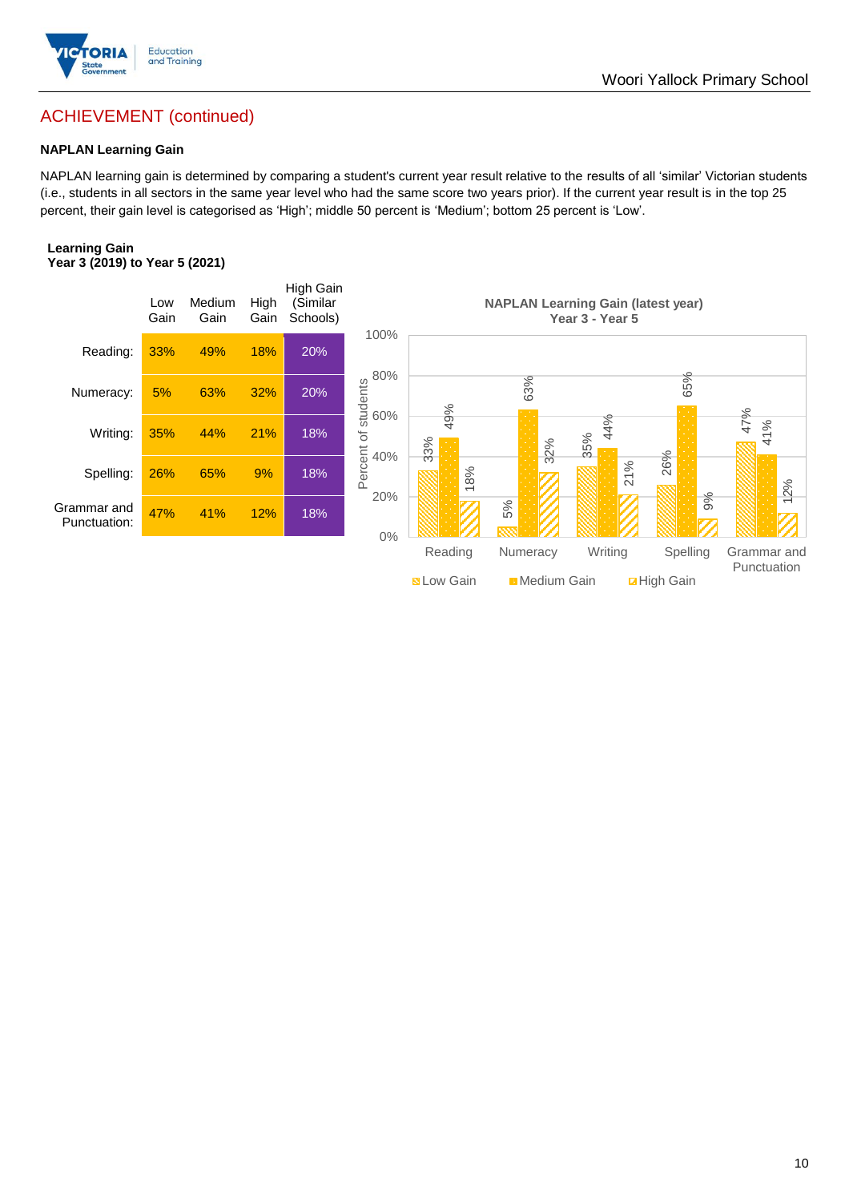## ACHIEVEMENT (continued)

### NAPLAN Learning Gain

NAPLAN learning gain is determined by comparing a student's current year result relative to the results of all 'similar' Victorian students (i.e., students in all sectors in the same year level who had the same score two years prior). If the current year result is in the top 25 percent, their gain level is categorised as 'High'; middle 50 percent is 'Medium'; bottom 25 percent is 'Low'.

**Learning Gain**
**Year 3 (2019) to Year 5 (2021)**

| | Low Gain | Medium Gain | High Gain | High Gain (Similar Schools) |
|---|---|---|---|---|
| Reading: | 33% | 49% | 18% | 20% |
| Numeracy: | 5% | 63% | 32% | 20% |
| Writing: | 35% | 44% | 21% | 18% |
| Spelling: | 26% | 65% | 9% | 18% |
| Grammar and Punctuation: | 47% | 41% | 12% | 18% |

**NAPLAN Learning Gain (latest year)**
**Year 3 - Year 5**

| | Low Gain | Medium Gain | High Gain |
|---|---|---|---|
| Reading | 33% | 49% | 18% |
| Numeracy | 5% | 63% | 32% |
| Writing | 35% | 44% | 21% |
| Spelling | 26% | 65% | 9% |
| Grammar and Punctuation | 47% | 41% | 12% |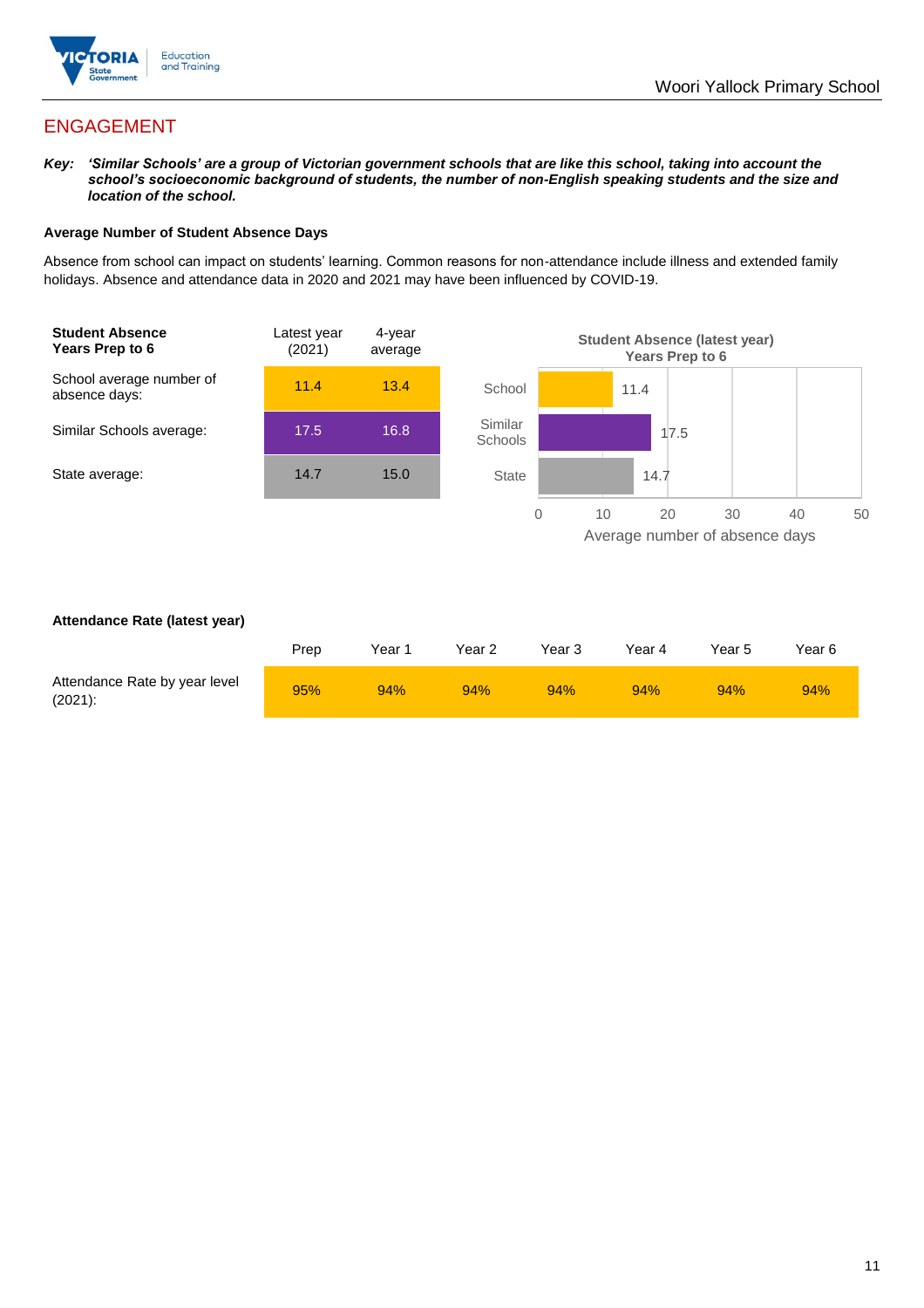## ENGAGEMENT

***Key:*** ***'Similar Schools' are a group of Victorian government schools that are like this school, taking into account the school's socioeconomic background of students, the number of non-English speaking students and the size and location of the school.***

**Average Number of Student Absence Days**

Absence from school can impact on students' learning. Common reasons for non-attendance include illness and extended family holidays. Absence and attendance data in 2020 and 2021 may have been influenced by COVID-19.

| Student Absence Years Prep to 6 | Latest year (2021) | 4-year average |
|---|---|---|
| School average number of absence days: | 11.4 | 13.4 |
| Similar Schools average: | 17.5 | 16.8 |
| State average: | 14.7 | 15.0 |

**Student Absence (latest year) Years Prep to 6**

| | Average number of absence days |
|---|---|
| School | 11.4 |
| Similar Schools | 17.5 |
| State | 14.7 |

**Attendance Rate (latest year)**

| | Prep | Year 1 | Year 2 | Year 3 | Year 4 | Year 5 | Year 6 |
|---|---|---|---|---|---|---|---|
| Attendance Rate by year level (2021): | 95% | 94% | 94% | 94% | 94% | 94% | 94% |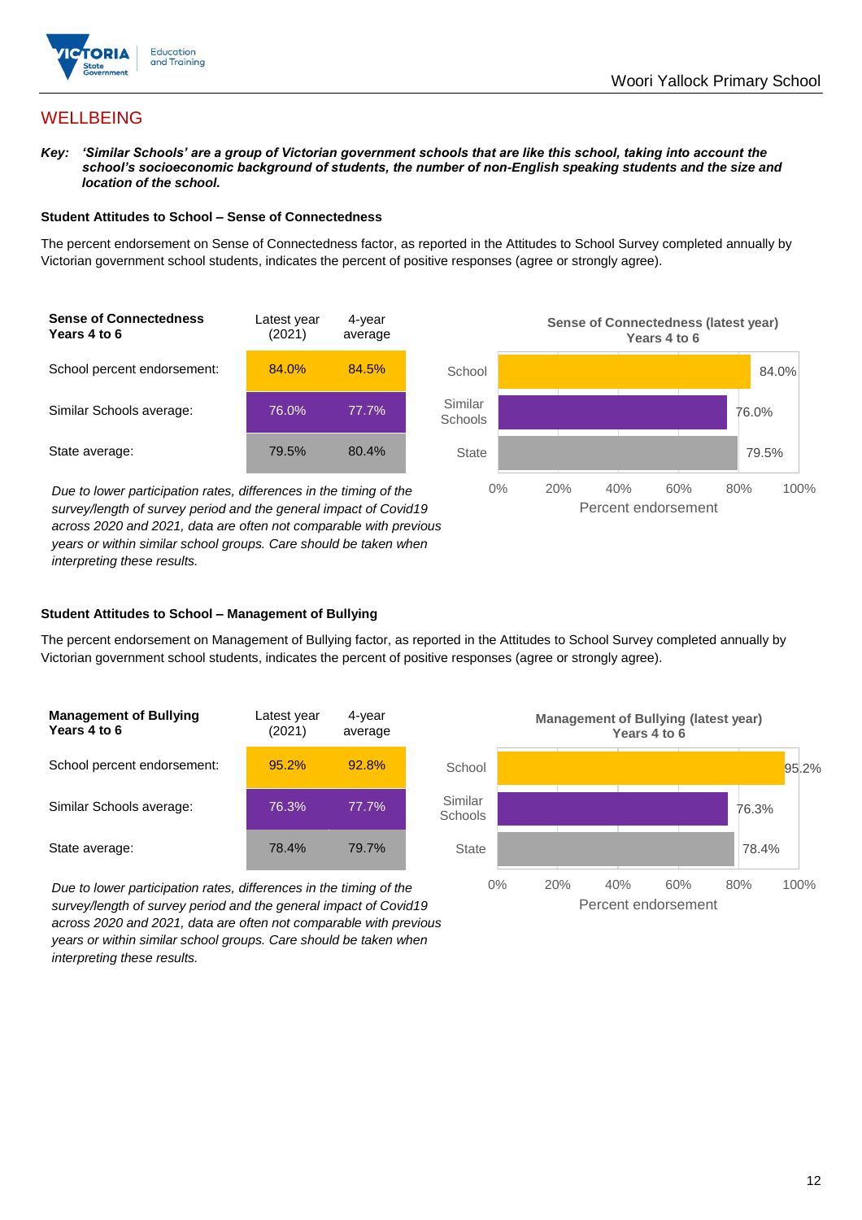## WELLBEING

***Key:** 'Similar Schools' are a group of Victorian government schools that are like this school, taking into account the school's socioeconomic background of students, the number of non-English speaking students and the size and location of the school.*

### Student Attitudes to School – Sense of Connectedness

The percent endorsement on Sense of Connectedness factor, as reported in the Attitudes to School Survey completed annually by Victorian government school students, indicates the percent of positive responses (agree or strongly agree).

| **Sense of Connectedness Years 4 to 6** | Latest year (2021) | 4-year average |
|---|---|---|
| School percent endorsement: | 84.0% | 84.5% |
| Similar Schools average: | 76.0% | 77.7% |
| State average: | 79.5% | 80.4% |

*Due to lower participation rates, differences in the timing of the survey/length of survey period and the general impact of Covid19 across 2020 and 2021, data are often not comparable with previous years or within similar school groups. Care should be taken when interpreting these results.*

**Sense of Connectedness (latest year) Years 4 to 6**

| | Percent endorsement |
|---|---|
| School | 84.0% |
| Similar Schools | 76.0% |
| State | 79.5% |

### Student Attitudes to School – Management of Bullying

The percent endorsement on Management of Bullying factor, as reported in the Attitudes to School Survey completed annually by Victorian government school students, indicates the percent of positive responses (agree or strongly agree).

| **Management of Bullying Years 4 to 6** | Latest year (2021) | 4-year average |
|---|---|---|
| School percent endorsement: | 95.2% | 92.8% |
| Similar Schools average: | 76.3% | 77.7% |
| State average: | 78.4% | 79.7% |

*Due to lower participation rates, differences in the timing of the survey/length of survey period and the general impact of Covid19 across 2020 and 2021, data are often not comparable with previous years or within similar school groups. Care should be taken when interpreting these results.*

**Management of Bullying (latest year) Years 4 to 6**

| | Percent endorsement |
|---|---|
| School | 95.2% |
| Similar Schools | 76.3% |
| State | 78.4% |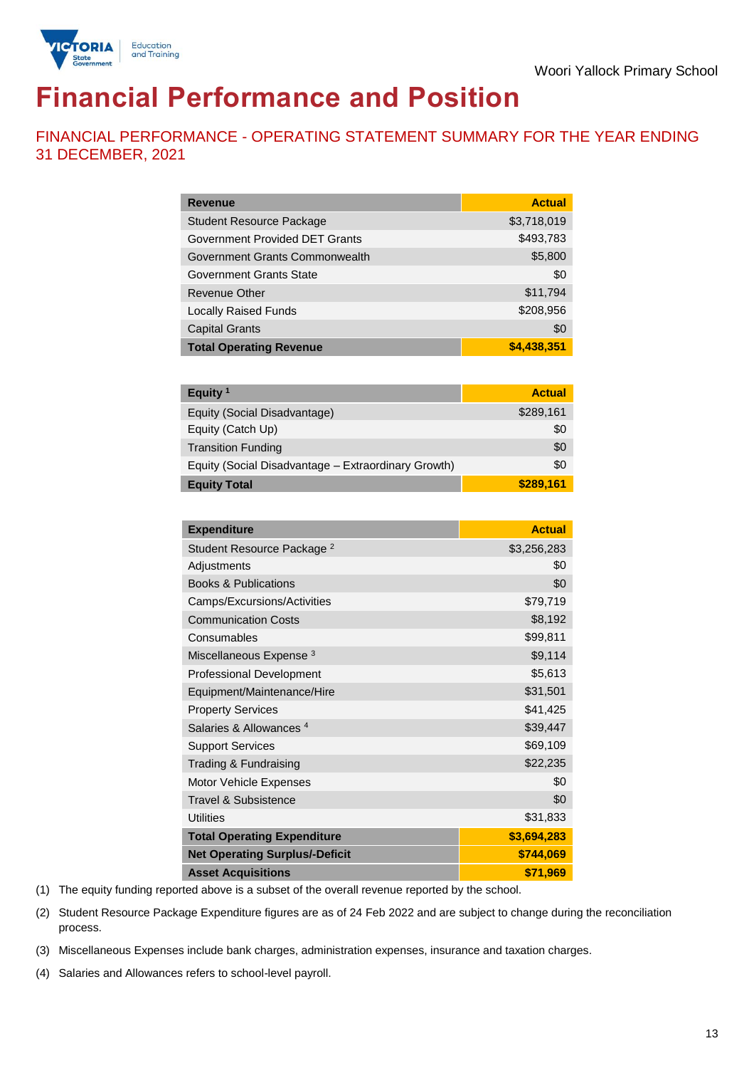Woori Yallock Primary School

# Financial Performance and Position

## FINANCIAL PERFORMANCE - OPERATING STATEMENT SUMMARY FOR THE YEAR ENDING 31 DECEMBER, 2021

| Revenue | Actual |
|---|---|
| Student Resource Package | $3,718,019 |
| Government Provided DET Grants | $493,783 |
| Government Grants Commonwealth | $5,800 |
| Government Grants State | $0 |
| Revenue Other | $11,794 |
| Locally Raised Funds | $208,956 |
| Capital Grants | $0 |
| **Total Operating Revenue** | **$4,438,351** |

| Equity [1] | Actual |
|---|---|
| Equity (Social Disadvantage) | $289,161 |
| Equity (Catch Up) | $0 |
| Transition Funding | $0 |
| Equity (Social Disadvantage – Extraordinary Growth) | $0 |
| **Equity Total** | **$289,161** |

| Expenditure | Actual |
|---|---|
| Student Resource Package [2] | $3,256,283 |
| Adjustments | $0 |
| Books & Publications | $0 |
| Camps/Excursions/Activities | $79,719 |
| Communication Costs | $8,192 |
| Consumables | $99,811 |
| Miscellaneous Expense [3] | $9,114 |
| Professional Development | $5,613 |
| Equipment/Maintenance/Hire | $31,501 |
| Property Services | $41,425 |
| Salaries & Allowances [4] | $39,447 |
| Support Services | $69,109 |
| Trading & Fundraising | $22,235 |
| Motor Vehicle Expenses | $0 |
| Travel & Subsistence | $0 |
| Utilities | $31,833 |
| **Total Operating Expenditure** | **$3,694,283** |
| **Net Operating Surplus/-Deficit** | **$744,069** |
| **Asset Acquisitions** | **$71,969** |

(1) The equity funding reported above is a subset of the overall revenue reported by the school.

(2) Student Resource Package Expenditure figures are as of 24 Feb 2022 and are subject to change during the reconciliation process.

(3) Miscellaneous Expenses include bank charges, administration expenses, insurance and taxation charges.

(4) Salaries and Allowances refers to school-level payroll.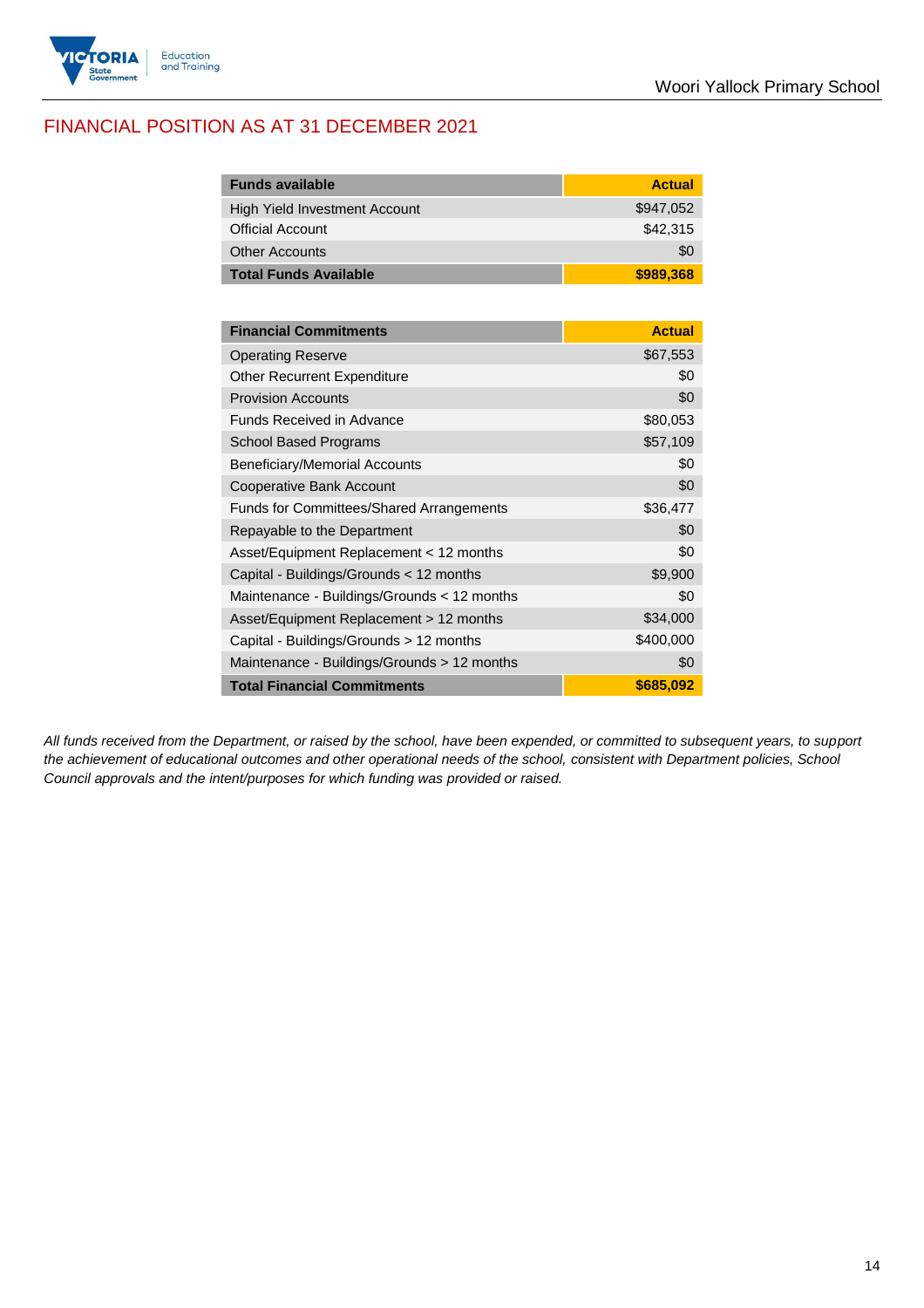# FINANCIAL POSITION AS AT 31 DECEMBER 2021

| Funds available | Actual |
|---|---|
| High Yield Investment Account | $947,052 |
| Official Account | $42,315 |
| Other Accounts | $0 |
| **Total Funds Available** | **$989,368** |

| Financial Commitments | Actual |
|---|---|
| Operating Reserve | $67,553 |
| Other Recurrent Expenditure | $0 |
| Provision Accounts | $0 |
| Funds Received in Advance | $80,053 |
| School Based Programs | $57,109 |
| Beneficiary/Memorial Accounts | $0 |
| Cooperative Bank Account | $0 |
| Funds for Committees/Shared Arrangements | $36,477 |
| Repayable to the Department | $0 |
| Asset/Equipment Replacement < 12 months | $0 |
| Capital - Buildings/Grounds < 12 months | $9,900 |
| Maintenance - Buildings/Grounds < 12 months | $0 |
| Asset/Equipment Replacement > 12 months | $34,000 |
| Capital - Buildings/Grounds > 12 months | $400,000 |
| Maintenance - Buildings/Grounds > 12 months | $0 |
| **Total Financial Commitments** | **$685,092** |

*All funds received from the Department, or raised by the school, have been expended, or committed to subsequent years, to support the achievement of educational outcomes and other operational needs of the school, consistent with Department policies, School Council approvals and the intent/purposes for which funding was provided or raised.*